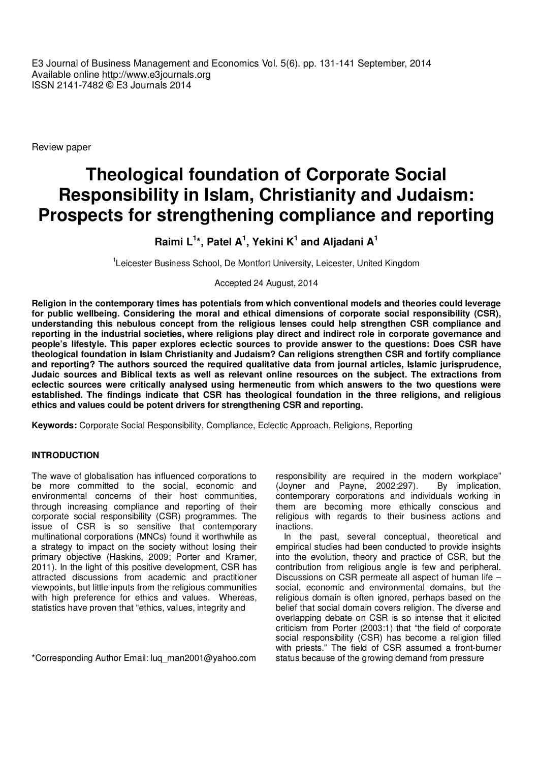E3 Journal of Business Management and Economics Vol. 5(6). pp. 131-141 September, 2014
Available online http://www.e3journals.org
ISSN 2141-7482 © E3 Journals 2014

Review paper

# Theological foundation of Corporate Social Responsibility in Islam, Christianity and Judaism: Prospects for strengthening compliance and reporting

**Raimi L[1]*, Patel A[1], Yekini K[1] and Aljadani A[1]**

[1]Leicester Business School, De Montfort University, Leicester, United Kingdom

Accepted 24 August, 2014

**Religion in the contemporary times has potentials from which conventional models and theories could leverage for public wellbeing. Considering the moral and ethical dimensions of corporate social responsibility (CSR), understanding this nebulous concept from the religious lenses could help strengthen CSR compliance and reporting in the industrial societies, where religions play direct and indirect role in corporate governance and people's lifestyle. This paper explores eclectic sources to provide answer to the questions: Does CSR have theological foundation in Islam Christianity and Judaism? Can religions strengthen CSR and fortify compliance and reporting? The authors sourced the required qualitative data from journal articles, Islamic jurisprudence, Judaic sources and Biblical texts as well as relevant online resources on the subject. The extractions from eclectic sources were critically analysed using hermeneutic from which answers to the two questions were established. The findings indicate that CSR has theological foundation in the three religions, and religious ethics and values could be potent drivers for strengthening CSR and reporting.**

**Keywords:** Corporate Social Responsibility, Compliance, Eclectic Approach, Religions, Reporting

## INTRODUCTION

The wave of globalisation has influenced corporations to be more committed to the social, economic and environmental concerns of their host communities, through increasing compliance and reporting of their corporate social responsibility (CSR) programmes. The issue of CSR is so sensitive that contemporary multinational corporations (MNCs) found it worthwhile as a strategy to impact on the society without losing their primary objective (Haskins, 2009; Porter and Kramer, 2011). In the light of this positive development, CSR has attracted discussions from academic and practitioner viewpoints, but little inputs from the religious communities with high preference for ethics and values. Whereas, statistics have proven that "ethics, values, integrity and responsibility are required in the modern workplace" (Joyner and Payne, 2002:297). By implication, contemporary corporations and individuals working in them are becoming more ethically conscious and religious with regards to their business actions and inactions.

In the past, several conceptual, theoretical and empirical studies had been conducted to provide insights into the evolution, theory and practice of CSR, but the contribution from religious angle is few and peripheral. Discussions on CSR permeate all aspect of human life – social, economic and environmental domains, but the religious domain is often ignored, perhaps based on the belief that social domain covers religion. The diverse and overlapping debate on CSR is so intense that it elicited criticism from Porter (2003:1) that "the field of corporate social responsibility (CSR) has become a religion filled with priests." The field of CSR assumed a front-burner status because of the growing demand from pressure

*Corresponding Author Email: luq_man2001@yahoo.com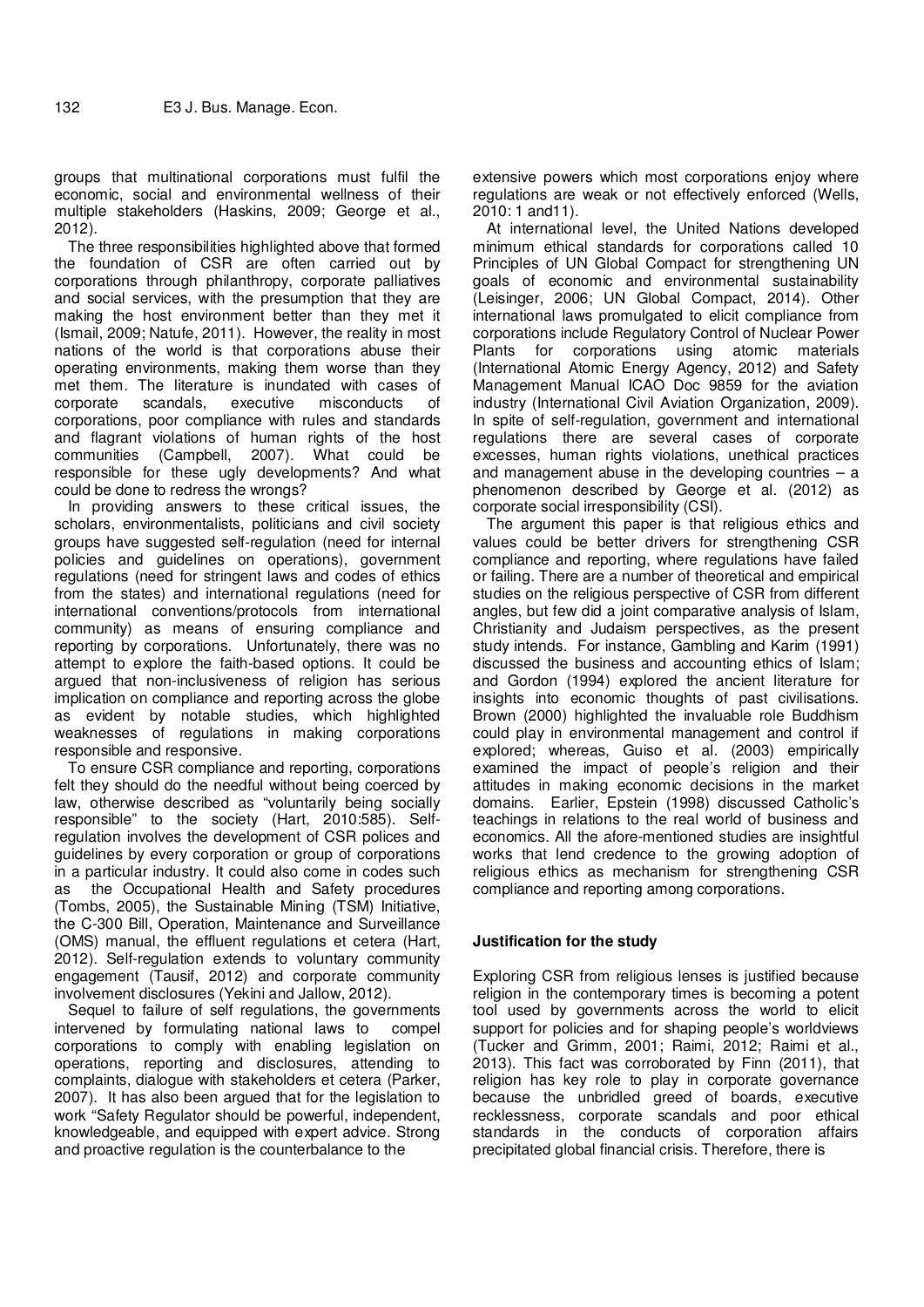groups that multinational corporations must fulfil the economic, social and environmental wellness of their multiple stakeholders (Haskins, 2009; George et al., 2012).

The three responsibilities highlighted above that formed the foundation of CSR are often carried out by corporations through philanthropy, corporate palliatives and social services, with the presumption that they are making the host environment better than they met it (Ismail, 2009; Natufe, 2011). However, the reality in most nations of the world is that corporations abuse their operating environments, making them worse than they met them. The literature is inundated with cases of corporate scandals, executive misconducts of corporations, poor compliance with rules and standards and flagrant violations of human rights of the host communities (Campbell, 2007). What could be responsible for these ugly developments? And what could be done to redress the wrongs?

In providing answers to these critical issues, the scholars, environmentalists, politicians and civil society groups have suggested self-regulation (need for internal policies and guidelines on operations), government regulations (need for stringent laws and codes of ethics from the states) and international regulations (need for international conventions/protocols from international community) as means of ensuring compliance and reporting by corporations. Unfortunately, there was no attempt to explore the faith-based options. It could be argued that non-inclusiveness of religion has serious implication on compliance and reporting across the globe as evident by notable studies, which highlighted weaknesses of regulations in making corporations responsible and responsive.

To ensure CSR compliance and reporting, corporations felt they should do the needful without being coerced by law, otherwise described as "voluntarily being socially responsible" to the society (Hart, 2010:585). Self-regulation involves the development of CSR polices and guidelines by every corporation or group of corporations in a particular industry. It could also come in codes such as the Occupational Health and Safety procedures (Tombs, 2005), the Sustainable Mining (TSM) Initiative, the C-300 Bill, Operation, Maintenance and Surveillance (OMS) manual, the effluent regulations et cetera (Hart, 2012). Self-regulation extends to voluntary community engagement (Tausif, 2012) and corporate community involvement disclosures (Yekini and Jallow, 2012).

Sequel to failure of self regulations, the governments intervened by formulating national laws to compel corporations to comply with enabling legislation on operations, reporting and disclosures, attending to complaints, dialogue with stakeholders et cetera (Parker, 2007). It has also been argued that for the legislation to work "Safety Regulator should be powerful, independent, knowledgeable, and equipped with expert advice. Strong and proactive regulation is the counterbalance to the extensive powers which most corporations enjoy where regulations are weak or not effectively enforced (Wells, 2010: 1 and11).

At international level, the United Nations developed minimum ethical standards for corporations called 10 Principles of UN Global Compact for strengthening UN goals of economic and environmental sustainability (Leisinger, 2006; UN Global Compact, 2014). Other international laws promulgated to elicit compliance from corporations include Regulatory Control of Nuclear Power Plants for corporations using atomic materials (International Atomic Energy Agency, 2012) and Safety Management Manual ICAO Doc 9859 for the aviation industry (International Civil Aviation Organization, 2009). In spite of self-regulation, government and international regulations there are several cases of corporate excesses, human rights violations, unethical practices and management abuse in the developing countries – a phenomenon described by George et al. (2012) as corporate social irresponsibility (CSI).

The argument this paper is that religious ethics and values could be better drivers for strengthening CSR compliance and reporting, where regulations have failed or failing. There are a number of theoretical and empirical studies on the religious perspective of CSR from different angles, but few did a joint comparative analysis of Islam, Christianity and Judaism perspectives, as the present study intends. For instance, Gambling and Karim (1991) discussed the business and accounting ethics of Islam; and Gordon (1994) explored the ancient literature for insights into economic thoughts of past civilisations. Brown (2000) highlighted the invaluable role Buddhism could play in environmental management and control if explored; whereas, Guiso et al. (2003) empirically examined the impact of people's religion and their attitudes in making economic decisions in the market domains. Earlier, Epstein (1998) discussed Catholic's teachings in relations to the real world of business and economics. All the afore-mentioned studies are insightful works that lend credence to the growing adoption of religious ethics as mechanism for strengthening CSR compliance and reporting among corporations.

## Justification for the study

Exploring CSR from religious lenses is justified because religion in the contemporary times is becoming a potent tool used by governments across the world to elicit support for policies and for shaping people's worldviews (Tucker and Grimm, 2001; Raimi, 2012; Raimi et al., 2013). This fact was corroborated by Finn (2011), that religion has key role to play in corporate governance because the unbridled greed of boards, executive recklessness, corporate scandals and poor ethical standards in the conducts of corporation affairs precipitated global financial crisis. Therefore, there is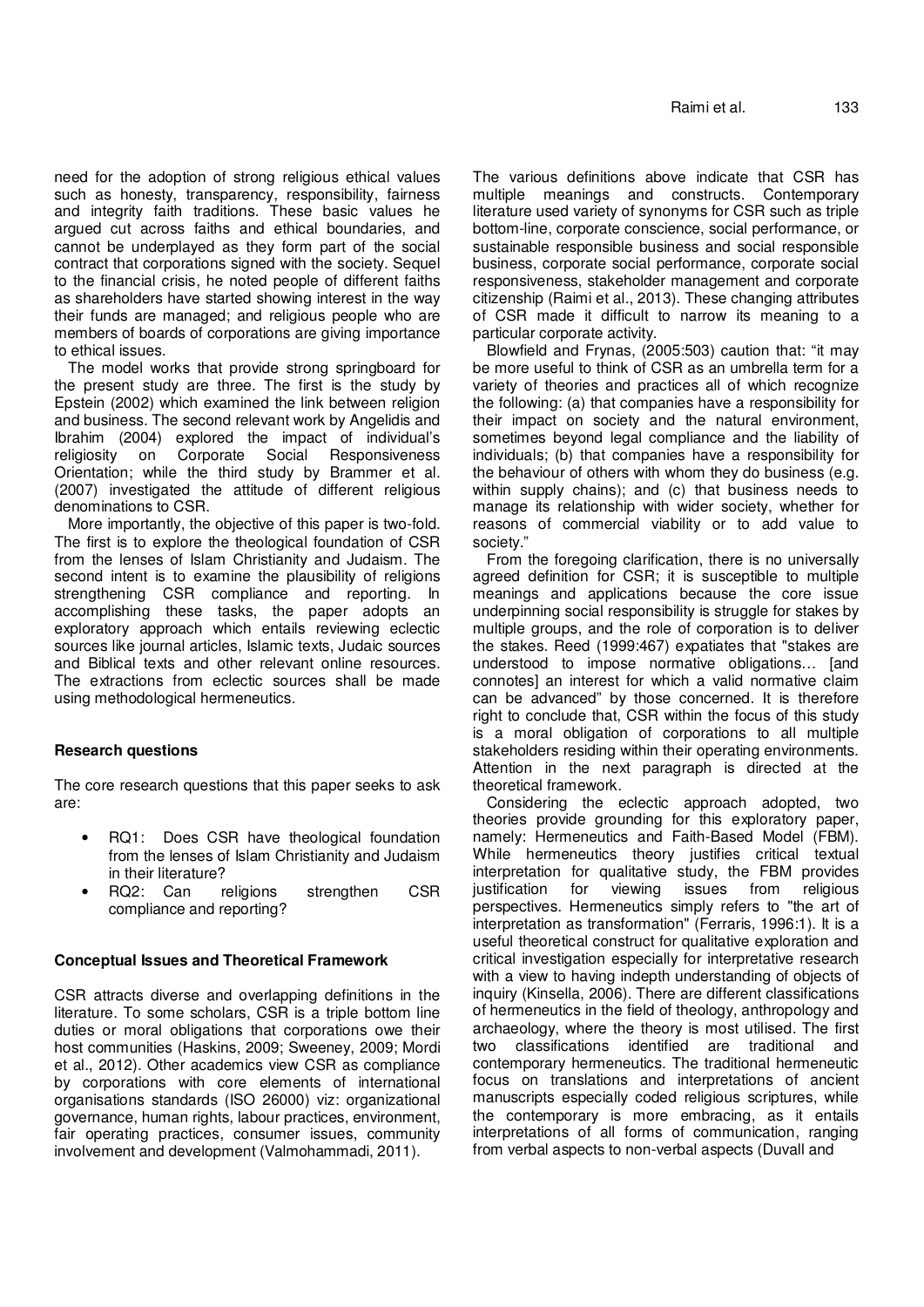need for the adoption of strong religious ethical values such as honesty, transparency, responsibility, fairness and integrity faith traditions. These basic values he argued cut across faiths and ethical boundaries, and cannot be underplayed as they form part of the social contract that corporations signed with the society. Sequel to the financial crisis, he noted people of different faiths as shareholders have started showing interest in the way their funds are managed; and religious people who are members of boards of corporations are giving importance to ethical issues.

The model works that provide strong springboard for the present study are three. The first is the study by Epstein (2002) which examined the link between religion and business. The second relevant work by Angelidis and Ibrahim (2004) explored the impact of individual's religiosity on Corporate Social Responsiveness Orientation; while the third study by Brammer et al. (2007) investigated the attitude of different religious denominations to CSR.

More importantly, the objective of this paper is two-fold. The first is to explore the theological foundation of CSR from the lenses of Islam Christianity and Judaism. The second intent is to examine the plausibility of religions strengthening CSR compliance and reporting. In accomplishing these tasks, the paper adopts an exploratory approach which entails reviewing eclectic sources like journal articles, Islamic texts, Judaic sources and Biblical texts and other relevant online resources. The extractions from eclectic sources shall be made using methodological hermeneutics.

### Research questions

The core research questions that this paper seeks to ask are:

- RQ1: Does CSR have theological foundation from the lenses of Islam Christianity and Judaism in their literature?
- RQ2: Can religions strengthen CSR compliance and reporting?

### Conceptual Issues and Theoretical Framework

CSR attracts diverse and overlapping definitions in the literature. To some scholars, CSR is a triple bottom line duties or moral obligations that corporations owe their host communities (Haskins, 2009; Sweeney, 2009; Mordi et al., 2012). Other academics view CSR as compliance by corporations with core elements of international organisations standards (ISO 26000) viz: organizational governance, human rights, labour practices, environment, fair operating practices, consumer issues, community involvement and development (Valmohammadi, 2011).

The various definitions above indicate that CSR has multiple meanings and constructs. Contemporary literature used variety of synonyms for CSR such as triple bottom-line, corporate conscience, social performance, or sustainable responsible business and social responsible business, corporate social performance, corporate social responsiveness, stakeholder management and corporate citizenship (Raimi et al., 2013). These changing attributes of CSR made it difficult to narrow its meaning to a particular corporate activity.

Blowfield and Frynas, (2005:503) caution that: "it may be more useful to think of CSR as an umbrella term for a variety of theories and practices all of which recognize the following: (a) that companies have a responsibility for their impact on society and the natural environment, sometimes beyond legal compliance and the liability of individuals; (b) that companies have a responsibility for the behaviour of others with whom they do business (e.g. within supply chains); and (c) that business needs to manage its relationship with wider society, whether for reasons of commercial viability or to add value to society."

From the foregoing clarification, there is no universally agreed definition for CSR; it is susceptible to multiple meanings and applications because the core issue underpinning social responsibility is struggle for stakes by multiple groups, and the role of corporation is to deliver the stakes. Reed (1999:467) expatiates that "stakes are understood to impose normative obligations… [and connotes] an interest for which a valid normative claim can be advanced" by those concerned. It is therefore right to conclude that, CSR within the focus of this study is a moral obligation of corporations to all multiple stakeholders residing within their operating environments. Attention in the next paragraph is directed at the theoretical framework.

Considering the eclectic approach adopted, two theories provide grounding for this exploratory paper, namely: Hermeneutics and Faith-Based Model (FBM). While hermeneutics theory justifies critical textual interpretation for qualitative study, the FBM provides justification for viewing issues from religious perspectives. Hermeneutics simply refers to "the art of interpretation as transformation" (Ferraris, 1996:1). It is a useful theoretical construct for qualitative exploration and critical investigation especially for interpretative research with a view to having indepth understanding of objects of inquiry (Kinsella, 2006). There are different classifications of hermeneutics in the field of theology, anthropology and archaeology, where the theory is most utilised. The first two classifications identified are traditional and contemporary hermeneutics. The traditional hermeneutic focus on translations and interpretations of ancient manuscripts especially coded religious scriptures, while the contemporary is more embracing, as it entails interpretations of all forms of communication, ranging from verbal aspects to non-verbal aspects (Duvall and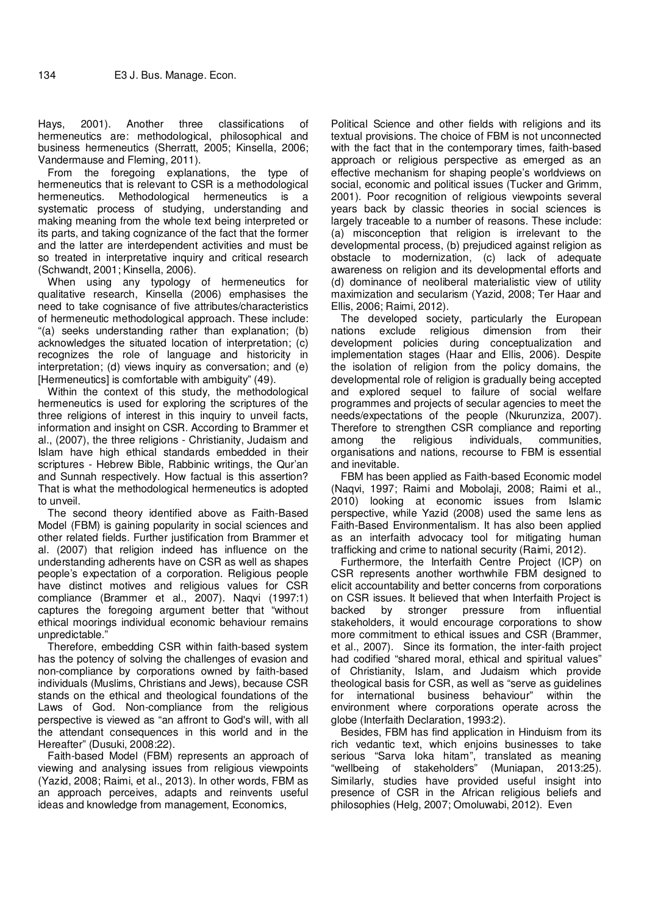Hays, 2001). Another three classifications of hermeneutics are: methodological, philosophical and business hermeneutics (Sherratt, 2005; Kinsella, 2006; Vandermause and Fleming, 2011).

From the foregoing explanations, the type of hermeneutics that is relevant to CSR is a methodological hermeneutics. Methodological hermeneutics is a systematic process of studying, understanding and making meaning from the whole text being interpreted or its parts, and taking cognizance of the fact that the former and the latter are interdependent activities and must be so treated in interpretative inquiry and critical research (Schwandt, 2001; Kinsella, 2006).

When using any typology of hermeneutics for qualitative research, Kinsella (2006) emphasises the need to take cognisance of five attributes/characteristics of hermeneutic methodological approach. These include: "(a) seeks understanding rather than explanation; (b) acknowledges the situated location of interpretation; (c) recognizes the role of language and historicity in interpretation; (d) views inquiry as conversation; and (e) [Hermeneutics] is comfortable with ambiguity" (49).

Within the context of this study, the methodological hermeneutics is used for exploring the scriptures of the three religions of interest in this inquiry to unveil facts, information and insight on CSR. According to Brammer et al., (2007), the three religions - Christianity, Judaism and Islam have high ethical standards embedded in their scriptures - Hebrew Bible, Rabbinic writings, the Qur'an and Sunnah respectively. How factual is this assertion? That is what the methodological hermeneutics is adopted to unveil.

The second theory identified above as Faith-Based Model (FBM) is gaining popularity in social sciences and other related fields. Further justification from Brammer et al. (2007) that religion indeed has influence on the understanding adherents have on CSR as well as shapes people's expectation of a corporation. Religious people have distinct motives and religious values for CSR compliance (Brammer et al., 2007). Naqvi (1997:1) captures the foregoing argument better that "without ethical moorings individual economic behaviour remains unpredictable."

Therefore, embedding CSR within faith-based system has the potency of solving the challenges of evasion and non-compliance by corporations owned by faith-based individuals (Muslims, Christians and Jews), because CSR stands on the ethical and theological foundations of the Laws of God. Non-compliance from the religious perspective is viewed as "an affront to God's will, with all the attendant consequences in this world and in the Hereafter" (Dusuki, 2008:22).

Faith-based Model (FBM) represents an approach of viewing and analysing issues from religious viewpoints (Yazid, 2008; Raimi, et al., 2013). In other words, FBM as an approach perceives, adapts and reinvents useful ideas and knowledge from management, Economics, Political Science and other fields with religions and its textual provisions. The choice of FBM is not unconnected with the fact that in the contemporary times, faith-based approach or religious perspective as emerged as an effective mechanism for shaping people's worldviews on social, economic and political issues (Tucker and Grimm, 2001). Poor recognition of religious viewpoints several years back by classic theories in social sciences is largely traceable to a number of reasons. These include: (a) misconception that religion is irrelevant to the developmental process, (b) prejudiced against religion as obstacle to modernization, (c) lack of adequate awareness on religion and its developmental efforts and (d) dominance of neoliberal materialistic view of utility maximization and secularism (Yazid, 2008; Ter Haar and Ellis, 2006; Raimi, 2012).

The developed society, particularly the European nations exclude religious dimension from their development policies during conceptualization and implementation stages (Haar and Ellis, 2006). Despite the isolation of religion from the policy domains, the developmental role of religion is gradually being accepted and explored sequel to failure of social welfare programmes and projects of secular agencies to meet the needs/expectations of the people (Nkurunziza, 2007). Therefore to strengthen CSR compliance and reporting among the religious individuals, communities, organisations and nations, recourse to FBM is essential and inevitable.

FBM has been applied as Faith-based Economic model (Naqvi, 1997; Raimi and Mobolaji, 2008; Raimi et al., 2010) looking at economic issues from Islamic perspective, while Yazid (2008) used the same lens as Faith-Based Environmentalism. It has also been applied as an interfaith advocacy tool for mitigating human trafficking and crime to national security (Raimi, 2012).

Furthermore, the Interfaith Centre Project (ICP) on CSR represents another worthwhile FBM designed to elicit accountability and better concerns from corporations on CSR issues. It believed that when Interfaith Project is backed by stronger pressure from influential stakeholders, it would encourage corporations to show more commitment to ethical issues and CSR (Brammer, et al., 2007). Since its formation, the inter-faith project had codified "shared moral, ethical and spiritual values" of Christianity, Islam, and Judaism which provide theological basis for CSR, as well as "serve as guidelines for international business behaviour" within the environment where corporations operate across the globe (Interfaith Declaration, 1993:2).

Besides, FBM has find application in Hinduism from its rich vedantic text, which enjoins businesses to take serious "Sarva loka hitam", translated as meaning "wellbeing of stakeholders" (Muniapan, 2013:25). Similarly, studies have provided useful insight into presence of CSR in the African religious beliefs and philosophies (Helg, 2007; Omoluwabi, 2012). Even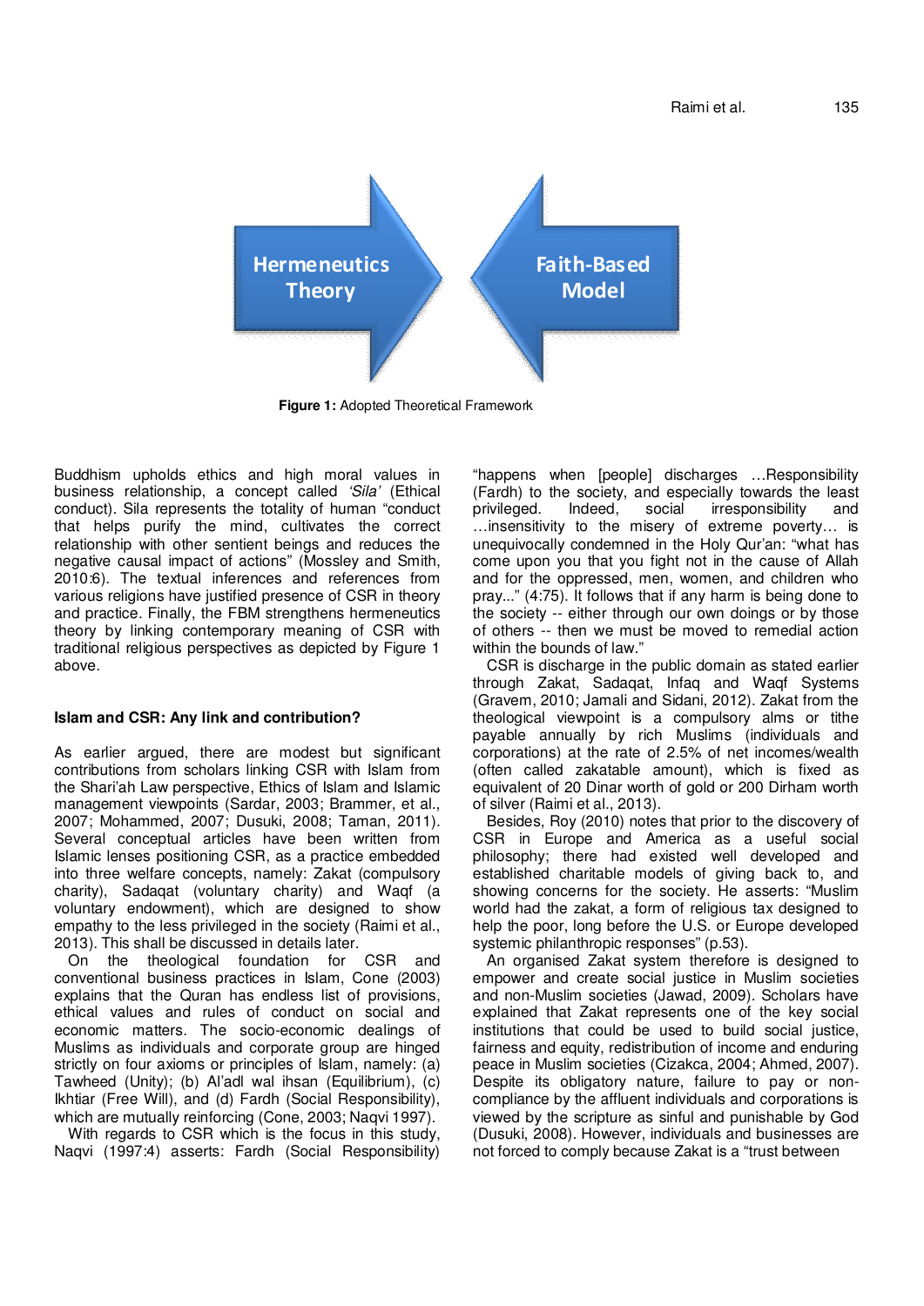Hermeneutics Theory

Faith-Based Model

**Figure 1:** Adopted Theoretical Framework

Buddhism upholds ethics and high moral values in business relationship, a concept called *'Sila'* (Ethical conduct). Sila represents the totality of human "conduct that helps purify the mind, cultivates the correct relationship with other sentient beings and reduces the negative causal impact of actions" (Mossley and Smith, 2010:6). The textual inferences and references from various religions have justified presence of CSR in theory and practice. Finally, the FBM strengthens hermeneutics theory by linking contemporary meaning of CSR with traditional religious perspectives as depicted by Figure 1 above.

### Islam and CSR: Any link and contribution?

As earlier argued, there are modest but significant contributions from scholars linking CSR with Islam from the Shari'ah Law perspective, Ethics of Islam and Islamic management viewpoints (Sardar, 2003; Brammer, et al., 2007; Mohammed, 2007; Dusuki, 2008; Taman, 2011). Several conceptual articles have been written from Islamic lenses positioning CSR, as a practice embedded into three welfare concepts, namely: Zakat (compulsory charity), Sadaqat (voluntary charity) and Waqf (a voluntary endowment), which are designed to show empathy to the less privileged in the society (Raimi et al., 2013). This shall be discussed in details later.

On the theological foundation for CSR and conventional business practices in Islam, Cone (2003) explains that the Quran has endless list of provisions, ethical values and rules of conduct on social and economic matters. The socio-economic dealings of Muslims as individuals and corporate group are hinged strictly on four axioms or principles of Islam, namely: (a) Tawheed (Unity); (b) Al'adl wal ihsan (Equilibrium), (c) Ikhtiar (Free Will), and (d) Fardh (Social Responsibility), which are mutually reinforcing (Cone, 2003; Naqvi 1997).

With regards to CSR which is the focus in this study, Naqvi (1997:4) asserts: Fardh (Social Responsibility) "happens when [people] discharges …Responsibility (Fardh) to the society, and especially towards the least privileged. Indeed, social irresponsibility and …insensitivity to the misery of extreme poverty… is unequivocally condemned in the Holy Qur'an: "what has come upon you that you fight not in the cause of Allah and for the oppressed, men, women, and children who pray..." (4:75). It follows that if any harm is being done to the society -- either through our own doings or by those of others -- then we must be moved to remedial action within the bounds of law."

CSR is discharge in the public domain as stated earlier through Zakat, Sadaqat, Infaq and Waqf Systems (Gravem, 2010; Jamali and Sidani, 2012). Zakat from the theological viewpoint is a compulsory alms or tithe payable annually by rich Muslims (individuals and corporations) at the rate of 2.5% of net incomes/wealth (often called zakatable amount), which is fixed as equivalent of 20 Dinar worth of gold or 200 Dirham worth of silver (Raimi et al., 2013).

Besides, Roy (2010) notes that prior to the discovery of CSR in Europe and America as a useful social philosophy; there had existed well developed and established charitable models of giving back to, and showing concerns for the society. He asserts: "Muslim world had the zakat, a form of religious tax designed to help the poor, long before the U.S. or Europe developed systemic philanthropic responses" (p.53).

An organised Zakat system therefore is designed to empower and create social justice in Muslim societies and non-Muslim societies (Jawad, 2009). Scholars have explained that Zakat represents one of the key social institutions that could be used to build social justice, fairness and equity, redistribution of income and enduring peace in Muslim societies (Cizakca, 2004; Ahmed, 2007). Despite its obligatory nature, failure to pay or non-compliance by the affluent individuals and corporations is viewed by the scripture as sinful and punishable by God (Dusuki, 2008). However, individuals and businesses are not forced to comply because Zakat is a "trust between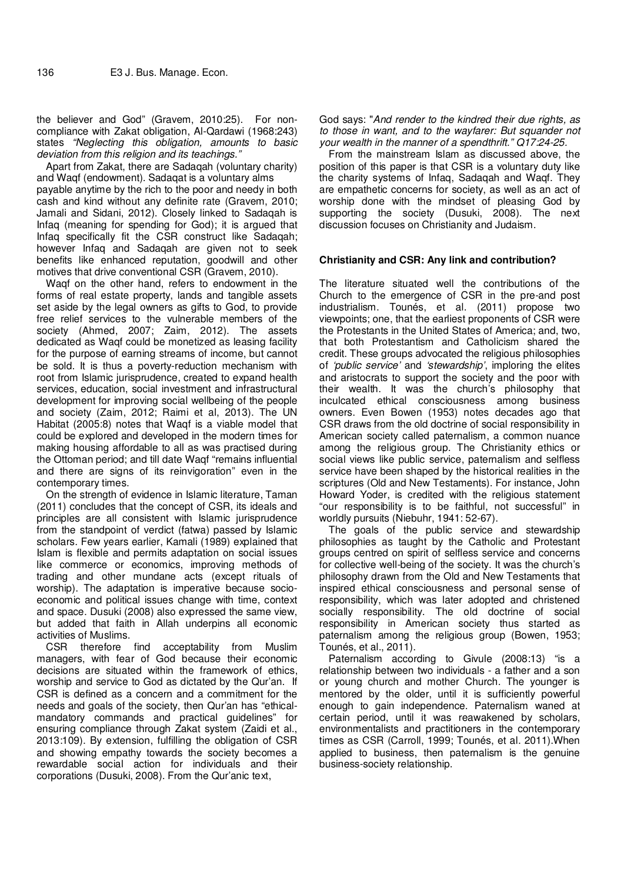the believer and God" (Gravem, 2010:25). For non-compliance with Zakat obligation, Al-Qardawi (1968:243) states *"Neglecting this obligation, amounts to basic deviation from this religion and its teachings."*

Apart from Zakat, there are Sadaqah (voluntary charity) and Waqf (endowment). Sadaqat is a voluntary alms payable anytime by the rich to the poor and needy in both cash and kind without any definite rate (Gravem, 2010; Jamali and Sidani, 2012). Closely linked to Sadaqah is Infaq (meaning for spending for God); it is argued that Infaq specifically fit the CSR construct like Sadaqah; however Infaq and Sadaqah are given not to seek benefits like enhanced reputation, goodwill and other motives that drive conventional CSR (Gravem, 2010).

Waqf on the other hand, refers to endowment in the forms of real estate property, lands and tangible assets set aside by the legal owners as gifts to God, to provide free relief services to the vulnerable members of the society (Ahmed, 2007; Zaim, 2012). The assets dedicated as Waqf could be monetized as leasing facility for the purpose of earning streams of income, but cannot be sold. It is thus a poverty-reduction mechanism with root from Islamic jurisprudence, created to expand health services, education, social investment and infrastructural development for improving social wellbeing of the people and society (Zaim, 2012; Raimi et al, 2013). The UN Habitat (2005:8) notes that Waqf is a viable model that could be explored and developed in the modern times for making housing affordable to all as was practised during the Ottoman period; and till date Waqf "remains influential and there are signs of its reinvigoration" even in the contemporary times.

On the strength of evidence in Islamic literature, Taman (2011) concludes that the concept of CSR, its ideals and principles are all consistent with Islamic jurisprudence from the standpoint of verdict (fatwa) passed by Islamic scholars. Few years earlier, Kamali (1989) explained that Islam is flexible and permits adaptation on social issues like commerce or economics, improving methods of trading and other mundane acts (except rituals of worship). The adaptation is imperative because socio-economic and political issues change with time, context and space. Dusuki (2008) also expressed the same view, but added that faith in Allah underpins all economic activities of Muslims.

CSR therefore find acceptability from Muslim managers, with fear of God because their economic decisions are situated within the framework of ethics, worship and service to God as dictated by the Qur'an. If CSR is defined as a concern and a commitment for the needs and goals of the society, then Qur'an has "ethical-mandatory commands and practical guidelines" for ensuring compliance through Zakat system (Zaidi et al., 2013:109). By extension, fulfilling the obligation of CSR and showing empathy towards the society becomes a rewardable social action for individuals and their corporations (Dusuki, 2008). From the Qur'anic text, God says: "*And render to the kindred their due rights, as to those in want, and to the wayfarer: But squander not your wealth in the manner of a spendthrift." Q17:24-25.*

From the mainstream Islam as discussed above, the position of this paper is that CSR is a voluntary duty like the charity systems of Infaq, Sadaqah and Waqf. They are empathetic concerns for society, as well as an act of worship done with the mindset of pleasing God by supporting the society (Dusuki, 2008). The next discussion focuses on Christianity and Judaism.

### Christianity and CSR: Any link and contribution?

The literature situated well the contributions of the Church to the emergence of CSR in the pre-and post industrialism. Tounés, et al. (2011) propose two viewpoints; one, that the earliest proponents of CSR were the Protestants in the United States of America; and, two, that both Protestantism and Catholicism shared the credit. These groups advocated the religious philosophies of *'public service'* and *'stewardship'*, imploring the elites and aristocrats to support the society and the poor with their wealth. It was the church's philosophy that inculcated ethical consciousness among business owners. Even Bowen (1953) notes decades ago that CSR draws from the old doctrine of social responsibility in American society called paternalism, a common nuance among the religious group. The Christianity ethics or social views like public service, paternalism and selfless service have been shaped by the historical realities in the scriptures (Old and New Testaments). For instance, John Howard Yoder, is credited with the religious statement "our responsibility is to be faithful, not successful" in worldly pursuits (Niebuhr, 1941: 52-67).

The goals of the public service and stewardship philosophies as taught by the Catholic and Protestant groups centred on spirit of selfless service and concerns for collective well-being of the society. It was the church's philosophy drawn from the Old and New Testaments that inspired ethical consciousness and personal sense of responsibility, which was later adopted and christened socially responsibility. The old doctrine of social responsibility in American society thus started as paternalism among the religious group (Bowen, 1953; Tounés, et al., 2011).

Paternalism according to Givule (2008:13) "is a relationship between two individuals - a father and a son or young church and mother Church. The younger is mentored by the older, until it is sufficiently powerful enough to gain independence. Paternalism waned at certain period, until it was reawakened by scholars, environmentalists and practitioners in the contemporary times as CSR (Carroll, 1999; Tounés, et al. 2011).When applied to business, then paternalism is the genuine business-society relationship.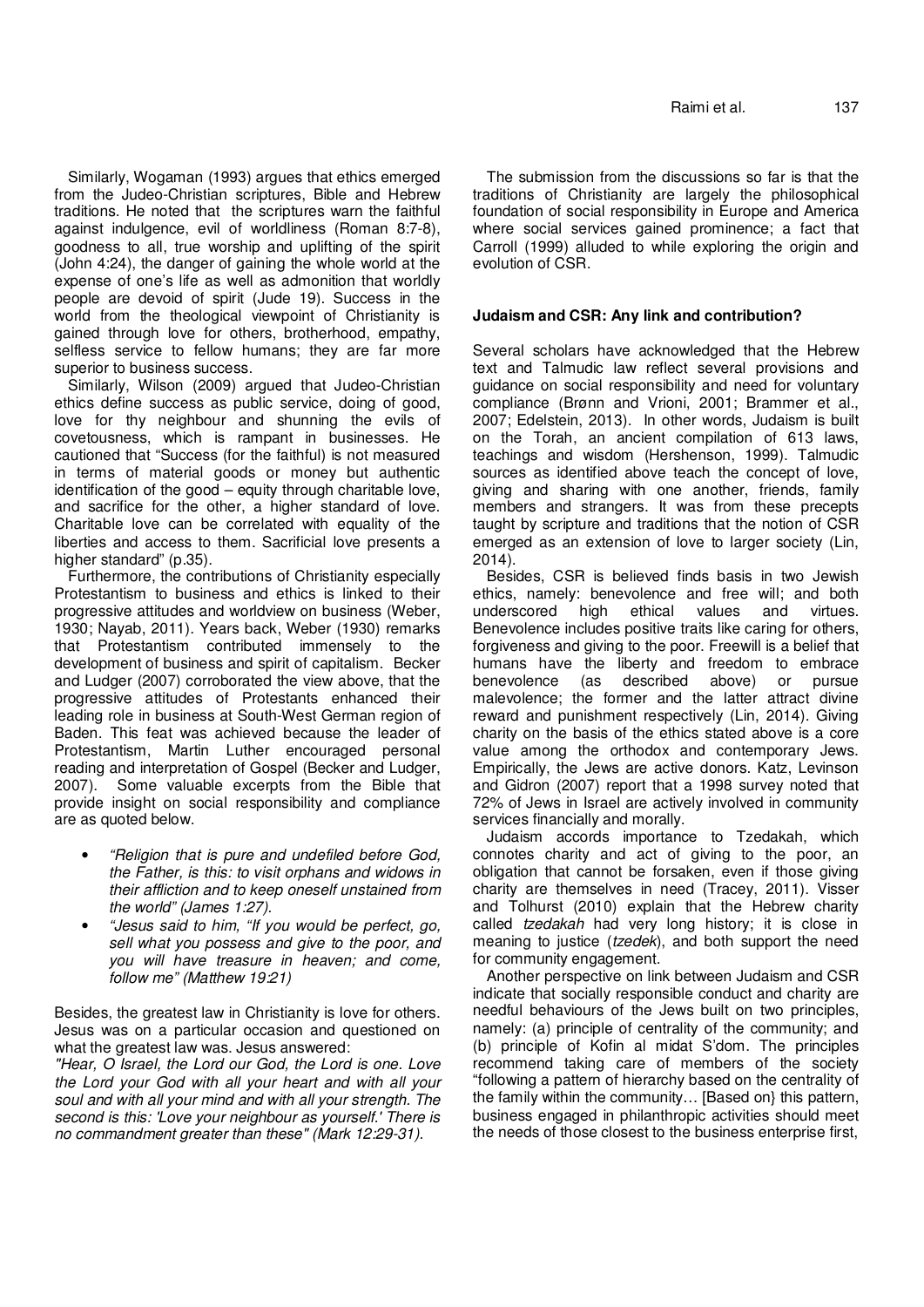Similarly, Wogaman (1993) argues that ethics emerged from the Judeo-Christian scriptures, Bible and Hebrew traditions. He noted that the scriptures warn the faithful against indulgence, evil of worldliness (Roman 8:7-8), goodness to all, true worship and uplifting of the spirit (John 4:24), the danger of gaining the whole world at the expense of one's life as well as admonition that worldly people are devoid of spirit (Jude 19). Success in the world from the theological viewpoint of Christianity is gained through love for others, brotherhood, empathy, selfless service to fellow humans; they are far more superior to business success.

Similarly, Wilson (2009) argued that Judeo-Christian ethics define success as public service, doing of good, love for thy neighbour and shunning the evils of covetousness, which is rampant in businesses. He cautioned that "Success (for the faithful) is not measured in terms of material goods or money but authentic identification of the good – equity through charitable love, and sacrifice for the other, a higher standard of love. Charitable love can be correlated with equality of the liberties and access to them. Sacrificial love presents a higher standard" (p.35).

Furthermore, the contributions of Christianity especially Protestantism to business and ethics is linked to their progressive attitudes and worldview on business (Weber, 1930; Nayab, 2011). Years back, Weber (1930) remarks that Protestantism contributed immensely to the development of business and spirit of capitalism. Becker and Ludger (2007) corroborated the view above, that the progressive attitudes of Protestants enhanced their leading role in business at South-West German region of Baden. This feat was achieved because the leader of Protestantism, Martin Luther encouraged personal reading and interpretation of Gospel (Becker and Ludger, 2007). Some valuable excerpts from the Bible that provide insight on social responsibility and compliance are as quoted below.

- *"Religion that is pure and undefiled before God, the Father, is this: to visit orphans and widows in their affliction and to keep oneself unstained from the world" (James 1:27).*
- *"Jesus said to him, "If you would be perfect, go, sell what you possess and give to the poor, and you will have treasure in heaven; and come, follow me" (Matthew 19:21)*

Besides, the greatest law in Christianity is love for others. Jesus was on a particular occasion and questioned on what the greatest law was. Jesus answered:

*"Hear, O Israel, the Lord our God, the Lord is one. Love the Lord your God with all your heart and with all your soul and with all your mind and with all your strength. The second is this: 'Love your neighbour as yourself.' There is no commandment greater than these" (Mark 12:29-31).*

The submission from the discussions so far is that the traditions of Christianity are largely the philosophical foundation of social responsibility in Europe and America where social services gained prominence; a fact that Carroll (1999) alluded to while exploring the origin and evolution of CSR.

### Judaism and CSR: Any link and contribution?

Several scholars have acknowledged that the Hebrew text and Talmudic law reflect several provisions and guidance on social responsibility and need for voluntary compliance (Brønn and Vrioni, 2001; Brammer et al., 2007; Edelstein, 2013). In other words, Judaism is built on the Torah, an ancient compilation of 613 laws, teachings and wisdom (Hershenson, 1999). Talmudic sources as identified above teach the concept of love, giving and sharing with one another, friends, family members and strangers. It was from these precepts taught by scripture and traditions that the notion of CSR emerged as an extension of love to larger society (Lin, 2014).

Besides, CSR is believed finds basis in two Jewish ethics, namely: benevolence and free will; and both underscored high ethical values and virtues. Benevolence includes positive traits like caring for others, forgiveness and giving to the poor. Freewill is a belief that humans have the liberty and freedom to embrace benevolence (as described above) or pursue malevolence; the former and the latter attract divine reward and punishment respectively (Lin, 2014). Giving charity on the basis of the ethics stated above is a core value among the orthodox and contemporary Jews. Empirically, the Jews are active donors. Katz, Levinson and Gidron (2007) report that a 1998 survey noted that 72% of Jews in Israel are actively involved in community services financially and morally.

Judaism accords importance to Tzedakah, which connotes charity and act of giving to the poor, an obligation that cannot be forsaken, even if those giving charity are themselves in need (Tracey, 2011). Visser and Tolhurst (2010) explain that the Hebrew charity called *tzedakah* had very long history; it is close in meaning to justice (*tzedek*), and both support the need for community engagement.

Another perspective on link between Judaism and CSR indicate that socially responsible conduct and charity are needful behaviours of the Jews built on two principles, namely: (a) principle of centrality of the community; and (b) principle of Kofin al midat S'dom. The principles recommend taking care of members of the society "following a pattern of hierarchy based on the centrality of the family within the community… [Based on} this pattern, business engaged in philanthropic activities should meet the needs of those closest to the business enterprise first,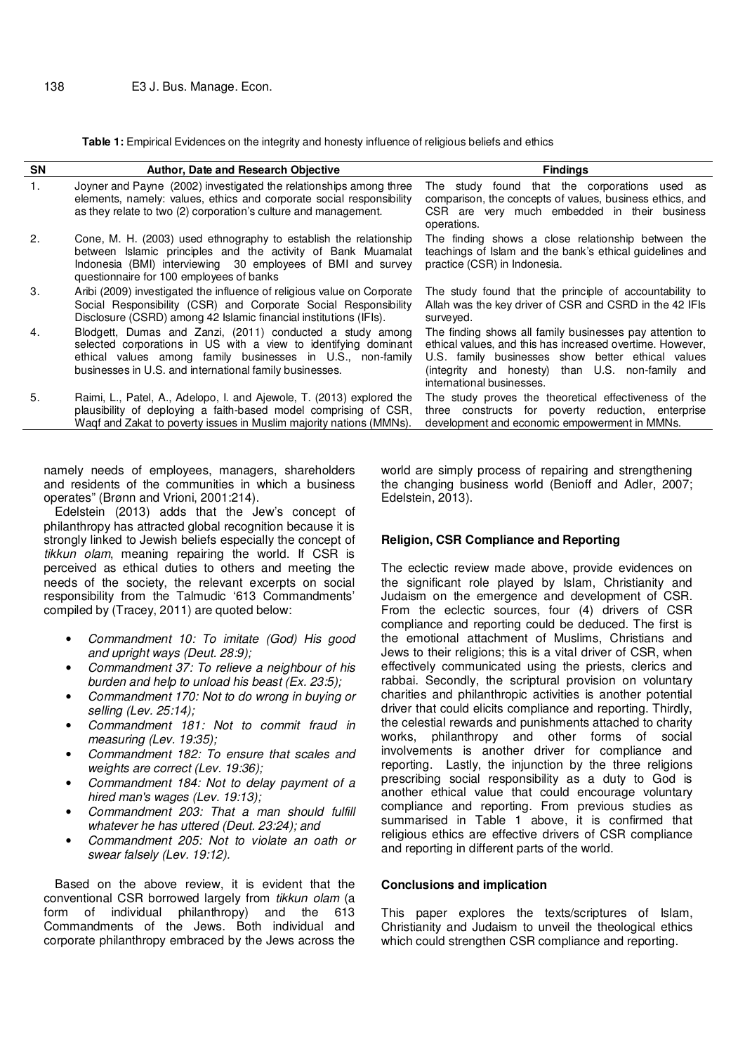**Table 1:** Empirical Evidences on the integrity and honesty influence of religious beliefs and ethics

| SN | Author, Date and Research Objective | Findings |
|---|---|---|
| 1. | Joyner and Payne (2002) investigated the relationships among three elements, namely: values, ethics and corporate social responsibility as they relate to two (2) corporation's culture and management. | The study found that the corporations used as comparison, the concepts of values, business ethics, and CSR are very much embedded in their business operations. |
| 2. | Cone, M. H. (2003) used ethnography to establish the relationship between Islamic principles and the activity of Bank Muamalat Indonesia (BMI) interviewing 30 employees of BMI and survey questionnaire for 100 employees of banks | The finding shows a close relationship between the teachings of Islam and the bank's ethical guidelines and practice (CSR) in Indonesia. |
| 3. | Aribi (2009) investigated the influence of religious value on Corporate Social Responsibility (CSR) and Corporate Social Responsibility Disclosure (CSRD) among 42 Islamic financial institutions (IFIs). | The study found that the principle of accountability to Allah was the key driver of CSR and CSRD in the 42 IFIs surveyed. |
| 4. | Blodgett, Dumas and Zanzi, (2011) conducted a study among selected corporations in US with a view to identifying dominant ethical values among family businesses in U.S., non-family businesses in U.S. and international family businesses. | The finding shows all family businesses pay attention to ethical values, and this has increased overtime. However, U.S. family businesses show better ethical values (integrity and honesty) than U.S. non-family and international businesses. |
| 5. | Raimi, L., Patel, A., Adelopo, I. and Ajewole, T. (2013) explored the plausibility of deploying a faith-based model comprising of CSR, Waqf and Zakat to poverty issues in Muslim majority nations (MMNs). | The study proves the theoretical effectiveness of the three constructs for poverty reduction, enterprise development and economic empowerment in MMNs. |

namely needs of employees, managers, shareholders and residents of the communities in which a business operates" (Brønn and Vrioni, 2001:214).

Edelstein (2013) adds that the Jew's concept of philanthropy has attracted global recognition because it is strongly linked to Jewish beliefs especially the concept of *tikkun olam*, meaning repairing the world. If CSR is perceived as ethical duties to others and meeting the needs of the society, the relevant excerpts on social responsibility from the Talmudic '613 Commandments' compiled by (Tracey, 2011) are quoted below:

- *Commandment 10: To imitate (God) His good and upright ways (Deut. 28:9);*
- *Commandment 37: To relieve a neighbour of his burden and help to unload his beast (Ex. 23:5);*
- *Commandment 170: Not to do wrong in buying or selling (Lev. 25:14);*
- *Commandment 181: Not to commit fraud in measuring (Lev. 19:35);*
- *Commandment 182: To ensure that scales and weights are correct (Lev. 19:36);*
- *Commandment 184: Not to delay payment of a hired man's wages (Lev. 19:13);*
- *Commandment 203: That a man should fulfill whatever he has uttered (Deut. 23:24); and*
- *Commandment 205: Not to violate an oath or swear falsely (Lev. 19:12).*

Based on the above review, it is evident that the conventional CSR borrowed largely from *tikkun olam* (a form of individual philanthropy) and the 613 Commandments of the Jews. Both individual and corporate philanthropy embraced by the Jews across the world are simply process of repairing and strengthening the changing business world (Benioff and Adler, 2007; Edelstein, 2013).

## Religion, CSR Compliance and Reporting

The eclectic review made above, provide evidences on the significant role played by Islam, Christianity and Judaism on the emergence and development of CSR. From the eclectic sources, four (4) drivers of CSR compliance and reporting could be deduced. The first is the emotional attachment of Muslims, Christians and Jews to their religions; this is a vital driver of CSR, when effectively communicated using the priests, clerics and rabbai. Secondly, the scriptural provision on voluntary charities and philanthropic activities is another potential driver that could elicits compliance and reporting. Thirdly, the celestial rewards and punishments attached to charity works, philanthropy and other forms of social involvements is another driver for compliance and reporting. Lastly, the injunction by the three religions prescribing social responsibility as a duty to God is another ethical value that could encourage voluntary compliance and reporting. From previous studies as summarised in Table 1 above, it is confirmed that religious ethics are effective drivers of CSR compliance and reporting in different parts of the world.

## Conclusions and implication

This paper explores the texts/scriptures of Islam, Christianity and Judaism to unveil the theological ethics which could strengthen CSR compliance and reporting.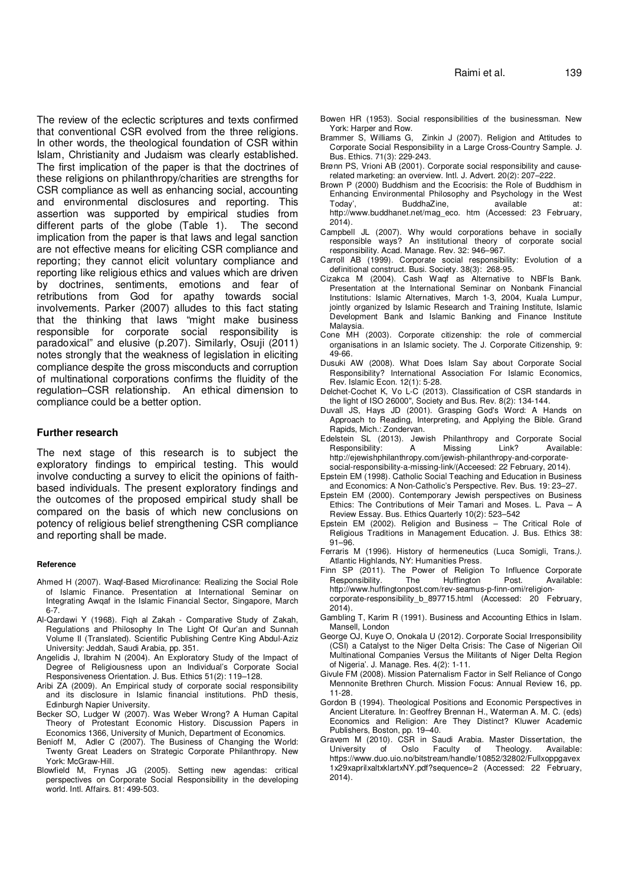The review of the eclectic scriptures and texts confirmed that conventional CSR evolved from the three religions. In other words, the theological foundation of CSR within Islam, Christianity and Judaism was clearly established. The first implication of the paper is that the doctrines of these religions on philanthropy/charities are strengths for CSR compliance as well as enhancing social, accounting and environmental disclosures and reporting. This assertion was supported by empirical studies from different parts of the globe (Table 1). The second implication from the paper is that laws and legal sanction are not effective means for eliciting CSR compliance and reporting; they cannot elicit voluntary compliance and reporting like religious ethics and values which are driven by doctrines, sentiments, emotions and fear of retributions from God for apathy towards social involvements. Parker (2007) alludes to this fact stating that the thinking that laws "might make business responsible for corporate social responsibility is paradoxical" and elusive (p.207). Similarly, Osuji (2011) notes strongly that the weakness of legislation in eliciting compliance despite the gross misconducts and corruption of multinational corporations confirms the fluidity of the regulation–CSR relationship. An ethical dimension to compliance could be a better option.

### Further research

The next stage of this research is to subject the exploratory findings to empirical testing. This would involve conducting a survey to elicit the opinions of faith-based individuals. The present exploratory findings and the outcomes of the proposed empirical study shall be compared on the basis of which new conclusions on potency of religious belief strengthening CSR compliance and reporting shall be made.

#### Reference

Ahmed H (2007). Waqf-Based Microfinance: Realizing the Social Role of Islamic Finance. Presentation at International Seminar on Integrating Awqaf in the Islamic Financial Sector, Singapore, March 6-7.

Al-Qardawi Y (1968). Fiqh al Zakah - Comparative Study of Zakah, Regulations and Philosophy In The Light Of Qur'an and Sunnah Volume II (Translated). Scientific Publishing Centre King Abdul-Aziz University: Jeddah, Saudi Arabia, pp. 351.

Angelidis J, Ibrahim N (2004). An Exploratory Study of the Impact of Degree of Religiousness upon an Individual's Corporate Social Responsiveness Orientation. J. Bus. Ethics 51(2): 119–128.

Aribi ZA (2009). An Empirical study of corporate social responsibility and its disclosure in Islamic financial institutions. PhD thesis, Edinburgh Napier University.

Becker SO, Ludger W (2007). Was Weber Wrong? A Human Capital Theory of Protestant Economic History. Discussion Papers in Economics 1366, University of Munich, Department of Economics.

Benioff M, Adler C (2007). The Business of Changing the World: Twenty Great Leaders on Strategic Corporate Philanthropy. New York: McGraw-Hill.

Blowfield M, Frynas JG (2005). Setting new agendas: critical perspectives on Corporate Social Responsibility in the developing world. Intl. Affairs. 81: 499-503.

Bowen HR (1953). Social responsibilities of the businessman. New York: Harper and Row.

Brammer S, Williams G, Zinkin J (2007). Religion and Attitudes to Corporate Social Responsibility in a Large Cross-Country Sample. J. Bus. Ethics. 71(3): 229-243.

Brønn PS, Vrioni AB (2001). Corporate social responsibility and cause-related marketing: an overview. Intl. J. Advert. 20(2): 207–222.

Brown P (2000) Buddhism and the Ecocrisis: the Role of Buddhism in Enhancing Environmental Philosophy and Psychology in the West Today', BuddhaZine, available at: http://www.buddhanet.net/mag_eco. htm (Accessed: 23 February, 2014).

Campbell JL (2007). Why would corporations behave in socially responsible ways? An institutional theory of corporate social responsibility. Acad. Manage. Rev. 32: 946–967.

Carroll AB (1999). Corporate social responsibility: Evolution of a definitional construct. Busi. Society. 38(3): 268-95.

Cizakca M (2004). Cash Waqf as Alternative to NBFIs Bank. Presentation at the International Seminar on Nonbank Financial Institutions: Islamic Alternatives, March 1-3, 2004, Kuala Lumpur, jointly organized by Islamic Research and Training Institute, Islamic Development Bank and Islamic Banking and Finance Institute Malaysia.

Cone MH (2003). Corporate citizenship: the role of commercial organisations in an Islamic society. The J. Corporate Citizenship, 9: 49-66.

Dusuki AW (2008). What Does Islam Say about Corporate Social Responsibility? International Association For Islamic Economics, Rev. Islamic Econ. 12(1): 5-28.

Delchet-Cochet K, Vo L-C (2013). Classification of CSR standards in the light of ISO 26000", Society and Bus. Rev. 8(2): 134-144.

Duvall JS, Hays JD (2001). Grasping God's Word: A Hands on Approach to Reading, Interpreting, and Applying the Bible. Grand Rapids, Mich.: Zondervan.

Edelstein SL (2013). Jewish Philanthropy and Corporate Social Responsibility: A Missing Link? Available: http://ejewishphilanthropy.com/jewish-philanthropy-and-corporate-social-responsibility-a-missing-link/(Acceesed: 22 February, 2014).

Epstein EM (1998). Catholic Social Teaching and Education in Business and Economics: A Non-Catholic's Perspective. Rev. Bus. 19: 23–27.

Epstein EM (2000). Contemporary Jewish perspectives on Business Ethics: The Contributions of Meir Tamari and Moses. L. Pava – A Review Essay. Bus. Ethics Quarterly 10(2): 523–542

Epstein EM (2002). Religion and Business – The Critical Role of Religious Traditions in Management Education. J. Bus. Ethics 38: 91–96.

Ferraris M (1996). History of hermeneutics (Luca Somigli, Trans.). Atlantic Highlands, NY: Humanities Press.

Finn SP (2011). The Power of Religion To Influence Corporate Responsibility. The Huffington Post. Available: http://www.huffingtonpost.com/rev-seamus-p-finn-omi/religion-corporate-responsibility_b_897715.html (Accessed: 20 February, 2014).

Gambling T, Karim R (1991). Business and Accounting Ethics in Islam. Mansell, London

George OJ, Kuye O, Onokala U (2012). Corporate Social Irresponsibility (CSI) a Catalyst to the Niger Delta Crisis: The Case of Nigerian Oil Multinational Companies Versus the Militants of Niger Delta Region of Nigeria'. J. Manage. Res. 4(2): 1-11.

Givule FM (2008). Mission Paternalism Factor in Self Reliance of Congo Mennonite Brethren Church. Mission Focus: Annual Review 16, pp. 11-28.

Gordon B (1994). Theological Positions and Economic Perspectives in Ancient Literature. In: Geoffrey Brennan H., Waterman A. M. C. (eds) Economics and Religion: Are They Distinct? Kluwer Academic Publishers, Boston, pp. 19–40.

Gravem M (2010). CSR in Saudi Arabia. Master Dissertation, the University of Oslo Faculty of Theology. Available: https://www.duo.uio.no/bitstream/handle/10852/32802/Fullxoppgavex1x29xaprilxaltxklartxNY.pdf?sequence=2 (Accessed: 22 February, 2014).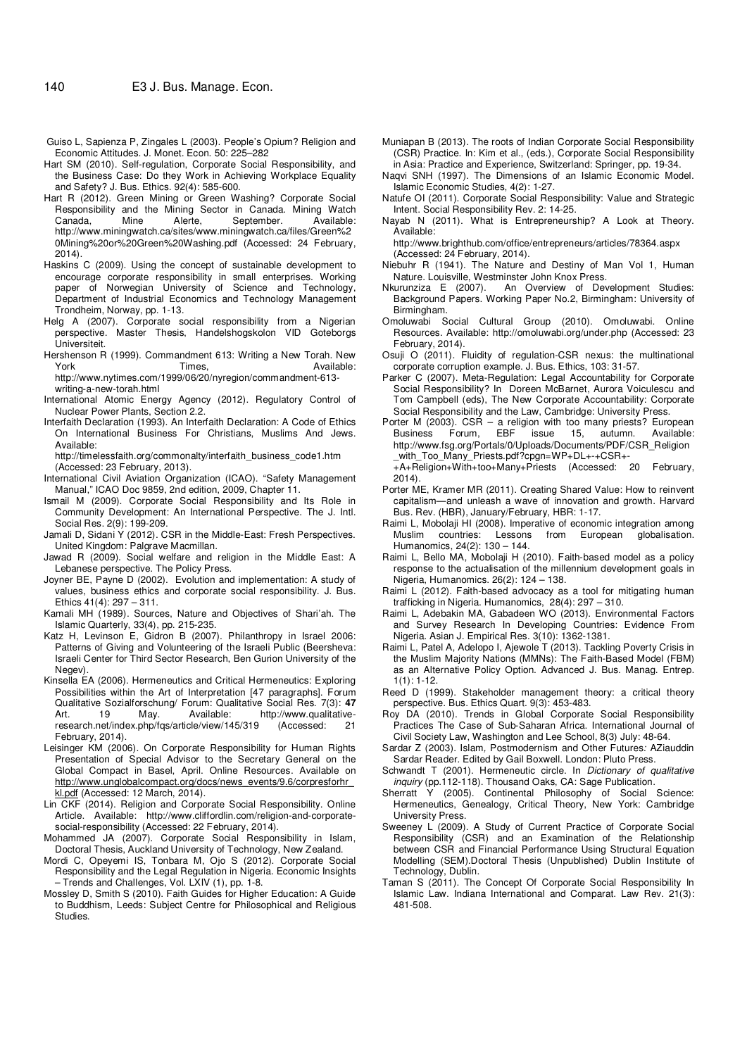Guiso L, Sapienza P, Zingales L (2003). People's Opium? Religion and Economic Attitudes. J. Monet. Econ. 50: 225–282

Hart SM (2010). Self-regulation, Corporate Social Responsibility, and the Business Case: Do they Work in Achieving Workplace Equality and Safety? J. Bus. Ethics. 92(4): 585-600.

Hart R (2012). Green Mining or Green Washing? Corporate Social Responsibility and the Mining Sector in Canada. Mining Watch Canada, Mine Alerte, September. Available: http://www.miningwatch.ca/sites/www.miningwatch.ca/files/Green%20Mining%20or%20Green%20Washing.pdf (Accessed: 24 February, 2014).

Haskins C (2009). Using the concept of sustainable development to encourage corporate responsibility in small enterprises. Working paper of Norwegian University of Science and Technology, Department of Industrial Economics and Technology Management Trondheim, Norway, pp. 1-13.

Helg A (2007). Corporate social responsibility from a Nigerian perspective. Master Thesis, Handelshogskolon VID Goteborgs Universiteit.

Hershenson R (1999). Commandment 613: Writing a New Torah. New York Times, Available: http://www.nytimes.com/1999/06/20/nyregion/commandment-613-writing-a-new-torah.html

International Atomic Energy Agency (2012). Regulatory Control of Nuclear Power Plants, Section 2.2.

Interfaith Declaration (1993). An Interfaith Declaration: A Code of Ethics On International Business For Christians, Muslims And Jews. Available: http://timelessfaith.org/commonalty/interfaith_business_code1.htm (Accessed: 23 February, 2013).

International Civil Aviation Organization (ICAO). "Safety Management Manual," ICAO Doc 9859, 2nd edition, 2009, Chapter 11.

Ismail M (2009). Corporate Social Responsibility and Its Role in Community Development: An International Perspective. The J. Intl. Social Res. 2(9): 199-209.

Jamali D, Sidani Y (2012). CSR in the Middle-East: Fresh Perspectives. United Kingdom: Palgrave Macmillan.

Jawad R (2009). Social welfare and religion in the Middle East: A Lebanese perspective. The Policy Press.

Joyner BE, Payne D (2002). Evolution and implementation: A study of values, business ethics and corporate social responsibility. J. Bus. Ethics 41(4): 297 – 311.

Kamali MH (1989). Sources, Nature and Objectives of Shari'ah. The Islamic Quarterly, 33(4), pp. 215-235.

Katz H, Levinson E, Gidron B (2007). Philanthropy in Israel 2006: Patterns of Giving and Volunteering of the Israeli Public (Beersheva: Israeli Center for Third Sector Research, Ben Gurion University of the Negev).

Kinsella EA (2006). Hermeneutics and Critical Hermeneutics: Exploring Possibilities within the Art of Interpretation [47 paragraphs]. Forum Qualitative Sozialforschung/ Forum: Qualitative Social Res. 7(3): **47** Art. 19 May. Available: http://www.qualitative-research.net/index.php/fqs/article/view/145/319 (Accessed: 21 February, 2014).

Leisinger KM (2006). On Corporate Responsibility for Human Rights Presentation of Special Advisor to the Secretary General on the Global Compact in Basel, April. Online Resources. Available on http://www.unglobalcompact.org/docs/news_events/9.6/corpresforhr_kl.pdf (Accessed: 12 March, 2014).

Lin CKF (2014). Religion and Corporate Social Responsibility. Online Article. Available: http://www.cliffordlin.com/religion-and-corporate-social-responsibility (Accessed: 22 February, 2014).

Mohammed JA (2007). Corporate Social Responsibility in Islam, Doctoral Thesis, Auckland University of Technology, New Zealand.

Mordi C, Opeyemi IS, Tonbara M, Ojo S (2012). Corporate Social Responsibility and the Legal Regulation in Nigeria. Economic Insights – Trends and Challenges, Vol. LXIV (1), pp. 1-8.

Mossley D, Smith S (2010). Faith Guides for Higher Education: A Guide to Buddhism, Leeds: Subject Centre for Philosophical and Religious Studies.

Muniapan B (2013). The roots of Indian Corporate Social Responsibility (CSR) Practice. In: Kim et al., (eds.), Corporate Social Responsibility in Asia: Practice and Experience, Switzerland: Springer, pp. 19-34.

Naqvi SNH (1997). The Dimensions of an Islamic Economic Model. Islamic Economic Studies, 4(2): 1-27.

Natufe OI (2011). Corporate Social Responsibility: Value and Strategic Intent. Social Responsibility Rev. 2: 14-25.

Nayab N (2011). What is Entrepreneurship? A Look at Theory. Available: http://www.brighthub.com/office/entrepreneurs/articles/78364.aspx (Accessed: 24 February, 2014).

Niebuhr R (1941). The Nature and Destiny of Man Vol 1, Human Nature. Louisville, Westminster John Knox Press.

Nkurunziza E (2007). An Overview of Development Studies: Background Papers. Working Paper No.2, Birmingham: University of Birmingham.

Omoluwabi Social Cultural Group (2010). Omoluwabi. Online Resources. Available: http://omoluwabi.org/under.php (Accessed: 23 February, 2014).

Osuji O (2011). Fluidity of regulation-CSR nexus: the multinational corporate corruption example. J. Bus. Ethics, 103: 31-57.

Parker C (2007). Meta-Regulation: Legal Accountability for Corporate Social Responsibility? In Doreen McBarnet, Aurora Voiculescu and Tom Campbell (eds), The New Corporate Accountability: Corporate Social Responsibility and the Law, Cambridge: University Press.

Porter M (2003). CSR – a religion with too many priests? European Business Forum, EBF issue 15, autumn. Available: http://www.fsg.org/Portals/0/Uploads/Documents/PDF/CSR_Religion_with_Too_Many_Priests.pdf?cpgn=WP+DL+-+CSR+-+A+Religion+With+too+Many+Priests (Accessed: 20 February, 2014).

Porter ME, Kramer MR (2011). Creating Shared Value: How to reinvent capitalism—and unleash a wave of innovation and growth. Harvard Bus. Rev. (HBR), January/February, HBR: 1-17.

Raimi L, Mobolaji HI (2008). Imperative of economic integration among Muslim countries: Lessons from European globalisation. Humanomics, 24(2): 130 – 144.

Raimi L, Bello MA, Mobolaji H (2010). Faith-based model as a policy response to the actualisation of the millennium development goals in Nigeria, Humanomics. 26(2): 124 – 138.

Raimi L (2012). Faith-based advocacy as a tool for mitigating human trafficking in Nigeria. Humanomics, 28(4): 297 – 310.

Raimi L, Adebakin MA, Gabadeen WO (2013). Environmental Factors and Survey Research In Developing Countries: Evidence From Nigeria. Asian J. Empirical Res. 3(10): 1362-1381.

Raimi L, Patel A, Adelopo I, Ajewole T (2013). Tackling Poverty Crisis in the Muslim Majority Nations (MMNs): The Faith-Based Model (FBM) as an Alternative Policy Option. Advanced J. Bus. Manag. Entrep. 1(1): 1-12.

Reed D (1999). Stakeholder management theory: a critical theory perspective. Bus. Ethics Quart. 9(3): 453-483.

Roy DA (2010). Trends in Global Corporate Social Responsibility Practices The Case of Sub-Saharan Africa. International Journal of Civil Society Law, Washington and Lee School, 8(3) July: 48-64.

Sardar Z (2003). Islam, Postmodernism and Other Futures*:* AZiauddin Sardar Reader. Edited by Gail Boxwell. London: Pluto Press.

Schwandt T (2001). Hermeneutic circle. In *Dictionary of qualitative inquiry* (pp.112-118). Thousand Oaks, CA: Sage Publication.

Sherratt Y (2005). Continental Philosophy of Social Science: Hermeneutics, Genealogy, Critical Theory, New York: Cambridge University Press.

Sweeney L (2009). A Study of Current Practice of Corporate Social Responsibility (CSR) and an Examination of the Relationship between CSR and Financial Performance Using Structural Equation Modelling (SEM).Doctoral Thesis (Unpublished) Dublin Institute of Technology, Dublin.

Taman S (2011). The Concept Of Corporate Social Responsibility In Islamic Law. Indiana International and Comparat. Law Rev. 21(3): 481-508.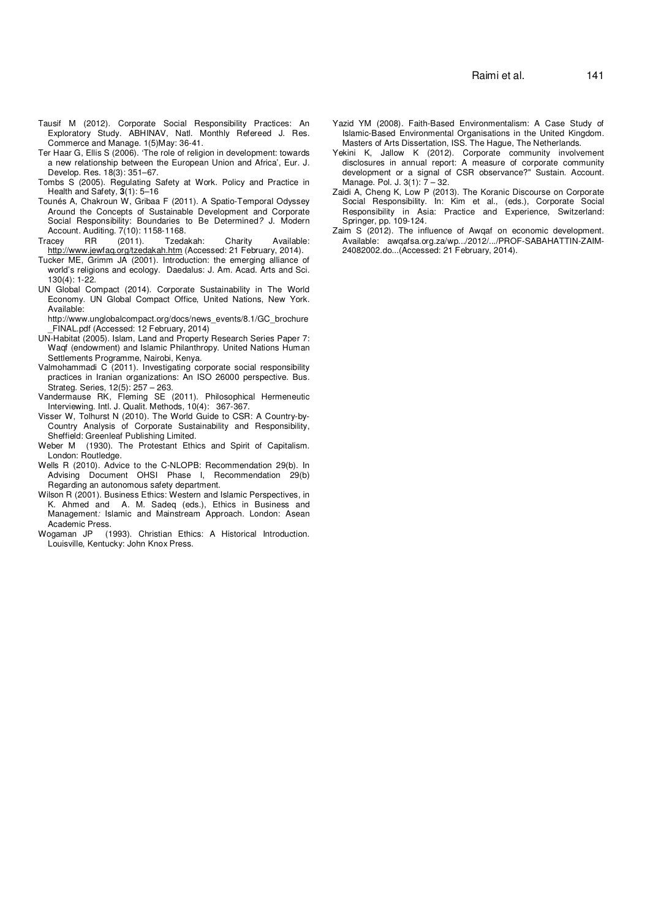Tausif M (2012). Corporate Social Responsibility Practices: An Exploratory Study. ABHINAV, Natl. Monthly Refereed J. Res. Commerce and Manage. 1(5)May: 36-41.

Ter Haar G, Ellis S (2006). 'The role of religion in development: towards a new relationship between the European Union and Africa', Eur. J. Develop. Res. 18(3): 351–67.

Tombs S (2005). Regulating Safety at Work. Policy and Practice in Health and Safety, **3**(1): 5–16

Tounés A, Chakroun W, Gribaa F (2011). A Spatio-Temporal Odyssey Around the Concepts of Sustainable Development and Corporate Social Responsibility: Boundaries to Be Determined? J. Modern Account. Auditing. 7(10): 1158-1168.

Tracey RR (2011). Tzedakah: Charity Available: http://www.jewfaq.org/tzedakah.htm (Accessed: 21 February, 2014).

Tucker ME, Grimm JA (2001). Introduction: the emerging alliance of world's religions and ecology. Daedalus: J. Am. Acad. Arts and Sci. 130(4): 1-22.

UN Global Compact (2014). Corporate Sustainability in The World Economy. UN Global Compact Office, United Nations, New York. Available: http://www.unglobalcompact.org/docs/news_events/8.1/GC_brochure_FINAL.pdf (Accessed: 12 February, 2014)

UN-Habitat (2005). Islam, Land and Property Research Series Paper 7: Waqf (endowment) and Islamic Philanthropy. United Nations Human Settlements Programme, Nairobi, Kenya.

Valmohammadi C (2011). Investigating corporate social responsibility practices in Iranian organizations: An ISO 26000 perspective. Bus. Strateg. Series, 12(5): 257 – 263.

Vandermause RK, Fleming SE (2011). Philosophical Hermeneutic Interviewing. Intl. J. Qualit. Methods, 10(4): 367-367.

Visser W, Tolhurst N (2010). The World Guide to CSR: A Country-by-Country Analysis of Corporate Sustainability and Responsibility, Sheffield: Greenleaf Publishing Limited.

Weber M (1930). The Protestant Ethics and Spirit of Capitalism. London: Routledge.

Wells R (2010). Advice to the C-NLOPB: Recommendation 29(b). In Advising Document OHSI Phase I, Recommendation 29(b) Regarding an autonomous safety department.

Wilson R (2001). Business Ethics: Western and Islamic Perspectives, in K. Ahmed and A. M. Sadeq (eds.), Ethics in Business and Management: Islamic and Mainstream Approach. London: Asean Academic Press.

Wogaman JP (1993). Christian Ethics: A Historical Introduction. Louisville, Kentucky: John Knox Press.

Yazid YM (2008). Faith-Based Environmentalism: A Case Study of Islamic-Based Environmental Organisations in the United Kingdom. Masters of Arts Dissertation, ISS. The Hague, The Netherlands.

Yekini K, Jallow K (2012). Corporate community involvement disclosures in annual report: A measure of corporate community development or a signal of CSR observance?" Sustain. Account. Manage. Pol. J. 3(1): 7 – 32.

Zaidi A, Cheng K, Low P (2013). The Koranic Discourse on Corporate Social Responsibility. In: Kim et al., (eds.), Corporate Social Responsibility in Asia: Practice and Experience, Switzerland: Springer, pp. 109-124.

Zaim S (2012). The influence of Awqaf on economic development. Available: awqafsa.org.za/wp.../2012/.../PROF-SABAHATTIN-ZAIM-24082002.do...(Accessed: 21 February, 2014).